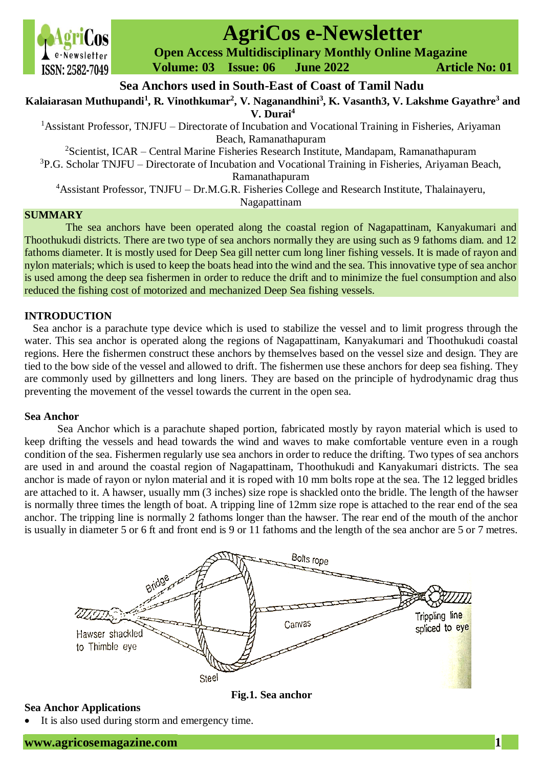# Sea Anchors used in South-East of Coast of Tamil Nadu

**Kalaiarasan Muthupandi[1], R. Vinothkumar[2], V. Naganandhini[3], K. Vasanth3, V. Lakshme Gayathre[3] and V. Durai[4]**

[1]Assistant Professor, TNJFU – Directorate of Incubation and Vocational Training in Fisheries, Ariyaman Beach, Ramanathapuram

[2]Scientist, ICAR – Central Marine Fisheries Research Institute, Mandapam, Ramanathapuram

[3]P.G. Scholar TNJFU – Directorate of Incubation and Vocational Training in Fisheries, Ariyaman Beach, Ramanathapuram

[4]Assistant Professor, TNJFU – Dr.M.G.R. Fisheries College and Research Institute, Thalainayeru, Nagapattinam

## SUMMARY

The sea anchors have been operated along the coastal region of Nagapattinam, Kanyakumari and Thoothukudi districts. There are two type of sea anchors normally they are using such as 9 fathoms diam. and 12 fathoms diameter. It is mostly used for Deep Sea gill netter cum long liner fishing vessels. It is made of rayon and nylon materials; which is used to keep the boats head into the wind and the sea. This innovative type of sea anchor is used among the deep sea fishermen in order to reduce the drift and to minimize the fuel consumption and also reduced the fishing cost of motorized and mechanized Deep Sea fishing vessels.

## INTRODUCTION

Sea anchor is a parachute type device which is used to stabilize the vessel and to limit progress through the water. This sea anchor is operated along the regions of Nagapattinam, Kanyakumari and Thoothukudi coastal regions. Here the fishermen construct these anchors by themselves based on the vessel size and design. They are tied to the bow side of the vessel and allowed to drift. The fishermen use these anchors for deep sea fishing. They are commonly used by gillnetters and long liners. They are based on the principle of hydrodynamic drag thus preventing the movement of the vessel towards the current in the open sea.

### Sea Anchor

Sea Anchor which is a parachute shaped portion, fabricated mostly by rayon material which is used to keep drifting the vessels and head towards the wind and waves to make comfortable venture even in a rough condition of the sea. Fishermen regularly use sea anchors in order to reduce the drifting. Two types of sea anchors are used in and around the coastal region of Nagapattinam, Thoothukudi and Kanyakumari districts. The sea anchor is made of rayon or nylon material and it is roped with 10 mm bolts rope at the sea. The 12 legged bridles are attached to it. A hawser, usually mm (3 inches) size rope is shackled onto the bridle. The length of the hawser is normally three times the length of boat. A tripping line of 12mm size rope is attached to the rear end of the sea anchor. The tripping line is normally 2 fathoms longer than the hawser. The rear end of the mouth of the anchor is usually in diameter 5 or 6 ft and front end is 9 or 11 fathoms and the length of the sea anchor are 5 or 7 metres.

**Fig.1. Sea anchor**

### Sea Anchor Applications

- It is also used during storm and emergency time.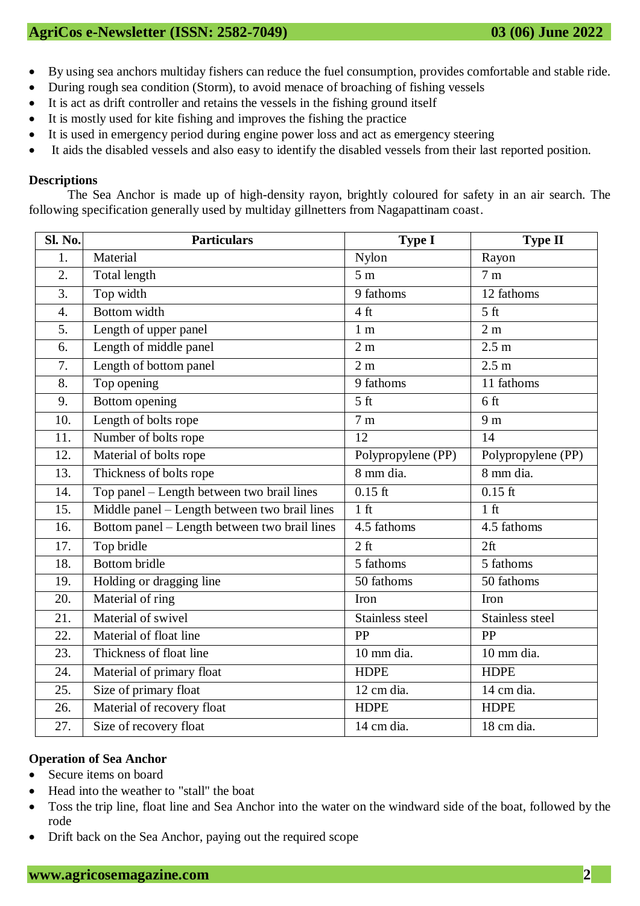- By using sea anchors multiday fishers can reduce the fuel consumption, provides comfortable and stable ride.
- During rough sea condition (Storm), to avoid menace of broaching of fishing vessels
- It is act as drift controller and retains the vessels in the fishing ground itself
- It is mostly used for kite fishing and improves the fishing the practice
- It is used in emergency period during engine power loss and act as emergency steering
- It aids the disabled vessels and also easy to identify the disabled vessels from their last reported position.

**Descriptions**

The Sea Anchor is made up of high-density rayon, brightly coloured for safety in an air search. The following specification generally used by multiday gillnetters from Nagapattinam coast.

| Sl. No. | Particulars | Type I | Type II |
|---|---|---|---|
| 1. | Material | Nylon | Rayon |
| 2. | Total length | 5 m | 7 m |
| 3. | Top width | 9 fathoms | 12 fathoms |
| 4. | Bottom width | 4 ft | 5 ft |
| 5. | Length of upper panel | 1 m | 2 m |
| 6. | Length of middle panel | 2 m | 2.5 m |
| 7. | Length of bottom panel | 2 m | 2.5 m |
| 8. | Top opening | 9 fathoms | 11 fathoms |
| 9. | Bottom opening | 5 ft | 6 ft |
| 10. | Length of bolts rope | 7 m | 9 m |
| 11. | Number of bolts rope | 12 | 14 |
| 12. | Material of bolts rope | Polypropylene (PP) | Polypropylene (PP) |
| 13. | Thickness of bolts rope | 8 mm dia. | 8 mm dia. |
| 14. | Top panel – Length between two brail lines | 0.15 ft | 0.15 ft |
| 15. | Middle panel – Length between two brail lines | 1 ft | 1 ft |
| 16. | Bottom panel – Length between two brail lines | 4.5 fathoms | 4.5 fathoms |
| 17. | Top bridle | 2 ft | 2ft |
| 18. | Bottom bridle | 5 fathoms | 5 fathoms |
| 19. | Holding or dragging line | 50 fathoms | 50 fathoms |
| 20. | Material of ring | Iron | Iron |
| 21. | Material of swivel | Stainless steel | Stainless steel |
| 22. | Material of float line | PP | PP |
| 23. | Thickness of float line | 10 mm dia. | 10 mm dia. |
| 24. | Material of primary float | HDPE | HDPE |
| 25. | Size of primary float | 12 cm dia. | 14 cm dia. |
| 26. | Material of recovery float | HDPE | HDPE |
| 27. | Size of recovery float | 14 cm dia. | 18 cm dia. |

**Operation of Sea Anchor**

- Secure items on board
- Head into the weather to "stall" the boat
- Toss the trip line, float line and Sea Anchor into the water on the windward side of the boat, followed by the rode
- Drift back on the Sea Anchor, paying out the required scope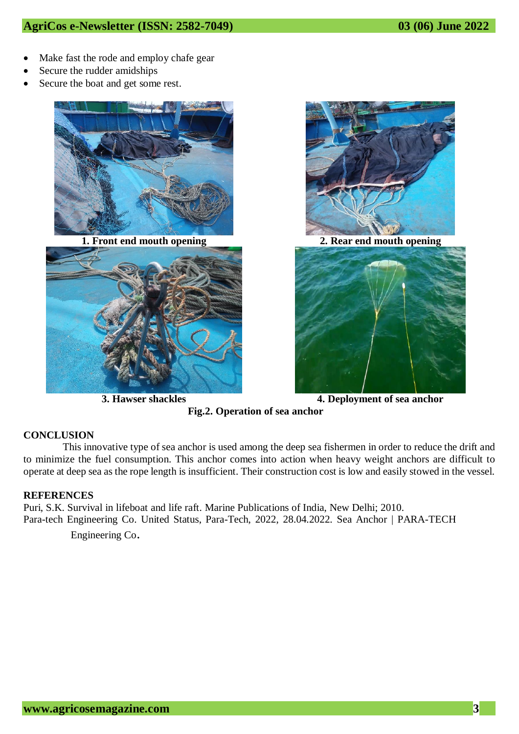- Make fast the rode and employ chafe gear
- Secure the rudder amidships
- Secure the boat and get some rest.

1. Front end mouth opening

2. Rear end mouth opening

3. Hawser shackles

4. Deployment of sea anchor

**Fig.2. Operation of sea anchor**

## CONCLUSION

This innovative type of sea anchor is used among the deep sea fishermen in order to reduce the drift and to minimize the fuel consumption. This anchor comes into action when heavy weight anchors are difficult to operate at deep sea as the rope length is insufficient. Their construction cost is low and easily stowed in the vessel.

## REFERENCES

Puri, S.K. Survival in lifeboat and life raft. Marine Publications of India, New Delhi; 2010.

Para-tech Engineering Co. United Status, Para-Tech, 2022, 28.04.2022. Sea Anchor | PARA-TECH Engineering Co.